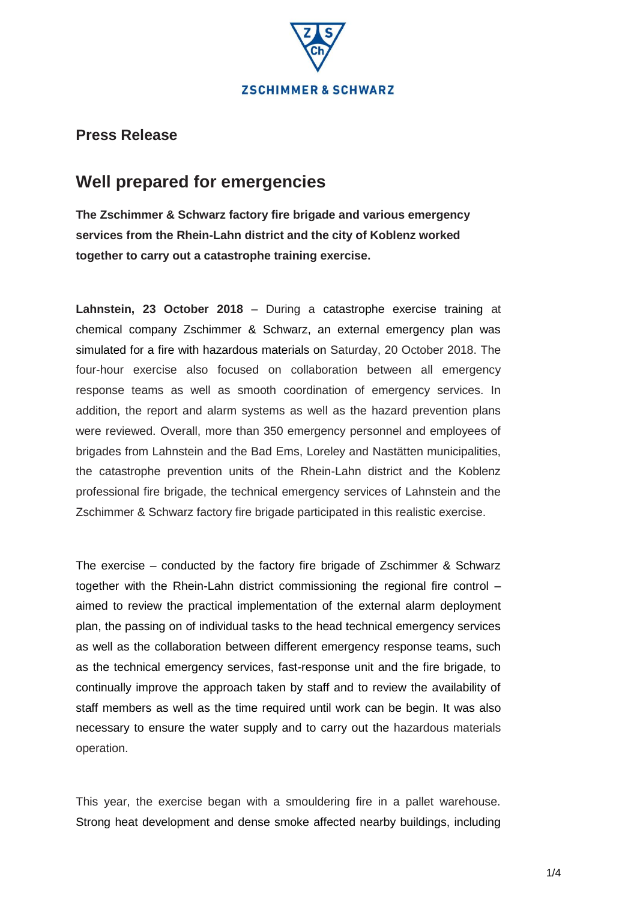ZSCHIMMER & SCHWARZ

## Press Release

# Well prepared for emergencies

**The Zschimmer & Schwarz factory fire brigade and various emergency services from the Rhein-Lahn district and the city of Koblenz worked together to carry out a catastrophe training exercise.**

**Lahnstein, 23 October 2018** – During a catastrophe exercise training at chemical company Zschimmer & Schwarz, an external emergency plan was simulated for a fire with hazardous materials on Saturday, 20 October 2018. The four-hour exercise also focused on collaboration between all emergency response teams as well as smooth coordination of emergency services. In addition, the report and alarm systems as well as the hazard prevention plans were reviewed. Overall, more than 350 emergency personnel and employees of brigades from Lahnstein and the Bad Ems, Loreley and Nastätten municipalities, the catastrophe prevention units of the Rhein-Lahn district and the Koblenz professional fire brigade, the technical emergency services of Lahnstein and the Zschimmer & Schwarz factory fire brigade participated in this realistic exercise.

The exercise – conducted by the factory fire brigade of Zschimmer & Schwarz together with the Rhein-Lahn district commissioning the regional fire control – aimed to review the practical implementation of the external alarm deployment plan, the passing on of individual tasks to the head technical emergency services as well as the collaboration between different emergency response teams, such as the technical emergency services, fast-response unit and the fire brigade, to continually improve the approach taken by staff and to review the availability of staff members as well as the time required until work can be begin. It was also necessary to ensure the water supply and to carry out the hazardous materials operation.

This year, the exercise began with a smouldering fire in a pallet warehouse. Strong heat development and dense smoke affected nearby buildings, including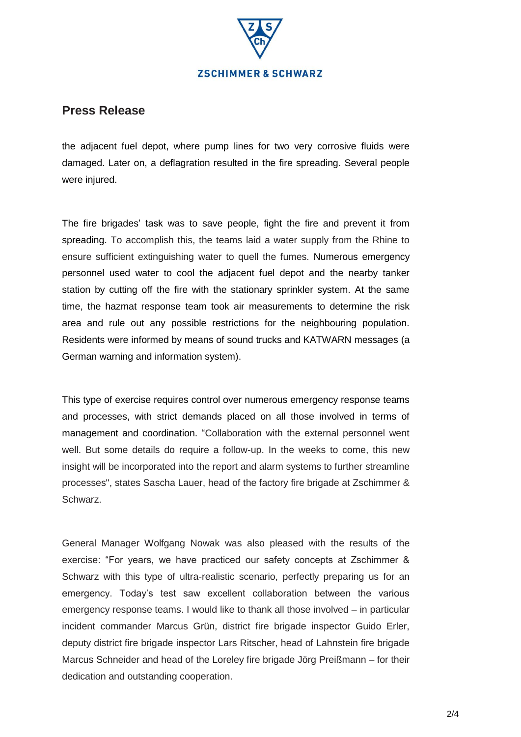## Press Release

the adjacent fuel depot, where pump lines for two very corrosive fluids were damaged. Later on, a deflagration resulted in the fire spreading. Several people were injured.

The fire brigades' task was to save people, fight the fire and prevent it from spreading. To accomplish this, the teams laid a water supply from the Rhine to ensure sufficient extinguishing water to quell the fumes. Numerous emergency personnel used water to cool the adjacent fuel depot and the nearby tanker station by cutting off the fire with the stationary sprinkler system. At the same time, the hazmat response team took air measurements to determine the risk area and rule out any possible restrictions for the neighbouring population. Residents were informed by means of sound trucks and KATWARN messages (a German warning and information system).

This type of exercise requires control over numerous emergency response teams and processes, with strict demands placed on all those involved in terms of management and coordination. "Collaboration with the external personnel went well. But some details do require a follow-up. In the weeks to come, this new insight will be incorporated into the report and alarm systems to further streamline processes", states Sascha Lauer, head of the factory fire brigade at Zschimmer & Schwarz.

General Manager Wolfgang Nowak was also pleased with the results of the exercise: "For years, we have practiced our safety concepts at Zschimmer & Schwarz with this type of ultra-realistic scenario, perfectly preparing us for an emergency. Today's test saw excellent collaboration between the various emergency response teams. I would like to thank all those involved – in particular incident commander Marcus Grün, district fire brigade inspector Guido Erler, deputy district fire brigade inspector Lars Ritscher, head of Lahnstein fire brigade Marcus Schneider and head of the Loreley fire brigade Jörg Preißmann – for their dedication and outstanding cooperation.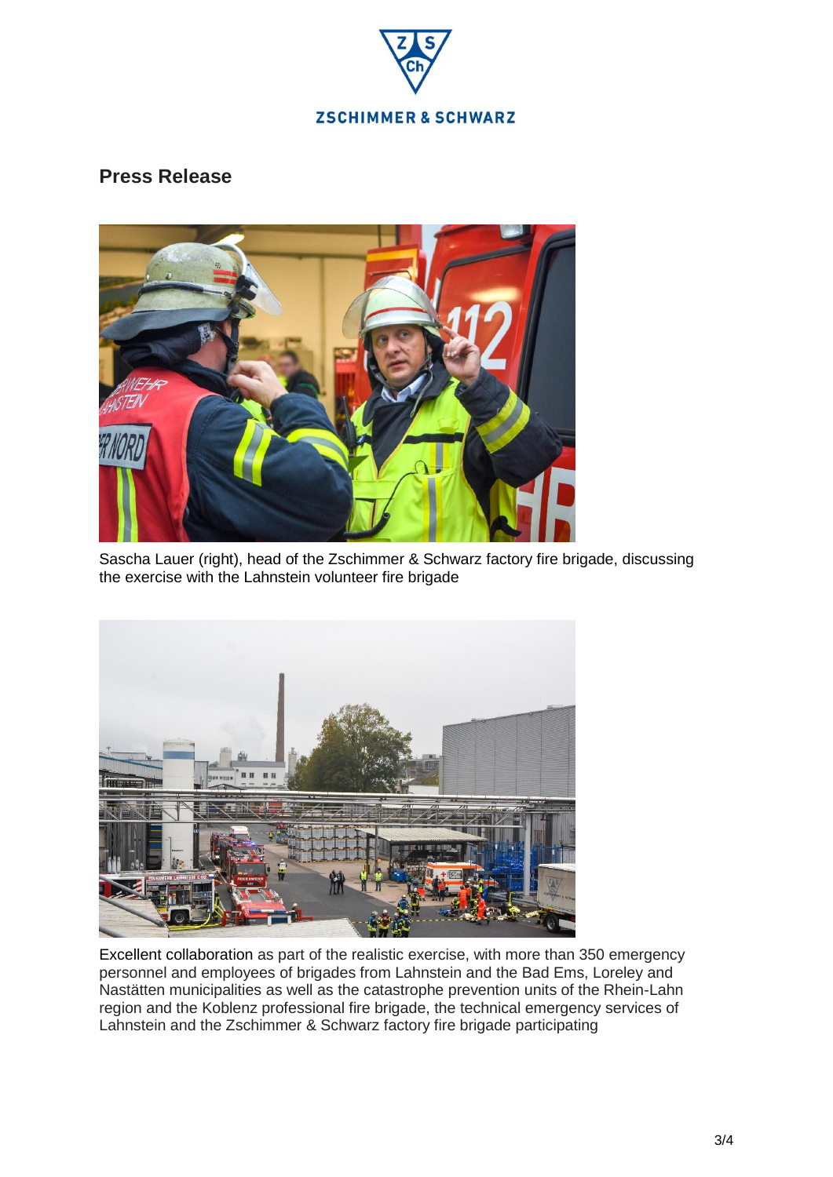## Press Release

Sascha Lauer (right), head of the Zschimmer & Schwarz factory fire brigade, discussing the exercise with the Lahnstein volunteer fire brigade

Excellent collaboration as part of the realistic exercise, with more than 350 emergency personnel and employees of brigades from Lahnstein and the Bad Ems, Loreley and Nastätten municipalities as well as the catastrophe prevention units of the Rhein-Lahn region and the Koblenz professional fire brigade, the technical emergency services of Lahnstein and the Zschimmer & Schwarz factory fire brigade participating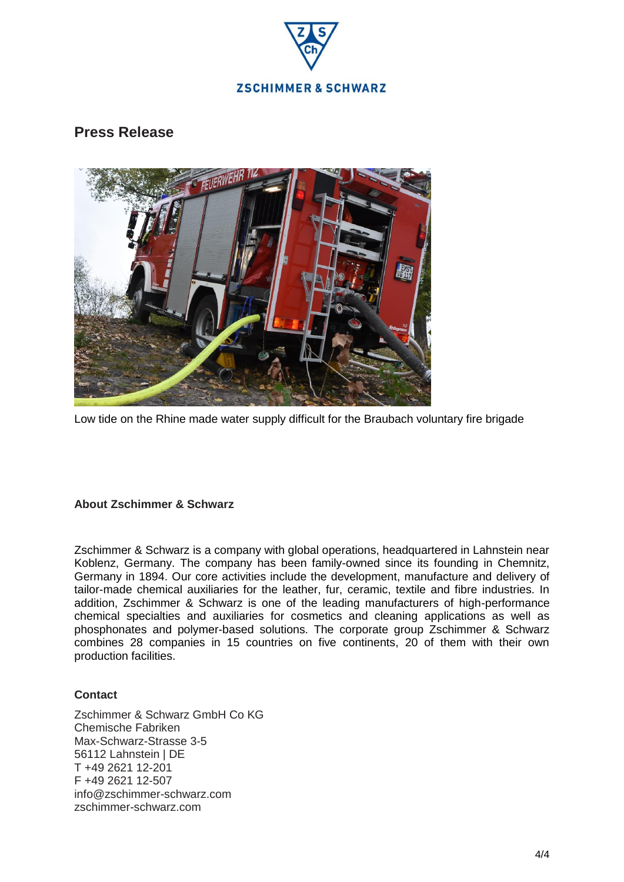## Press Release

Low tide on the Rhine made water supply difficult for the Braubach voluntary fire brigade

**About Zschimmer & Schwarz**

Zschimmer & Schwarz is a company with global operations, headquartered in Lahnstein near Koblenz, Germany. The company has been family-owned since its founding in Chemnitz, Germany in 1894. Our core activities include the development, manufacture and delivery of tailor-made chemical auxiliaries for the leather, fur, ceramic, textile and fibre industries. In addition, Zschimmer & Schwarz is one of the leading manufacturers of high-performance chemical specialties and auxiliaries for cosmetics and cleaning applications as well as phosphonates and polymer-based solutions. The corporate group Zschimmer & Schwarz combines 28 companies in 15 countries on five continents, 20 of them with their own production facilities.

**Contact**

Zschimmer & Schwarz GmbH Co KG
Chemische Fabriken
Max-Schwarz-Strasse 3-5
56112 Lahnstein | DE
T +49 2621 12-201
F +49 2621 12-507
info@zschimmer-schwarz.com
zschimmer-schwarz.com